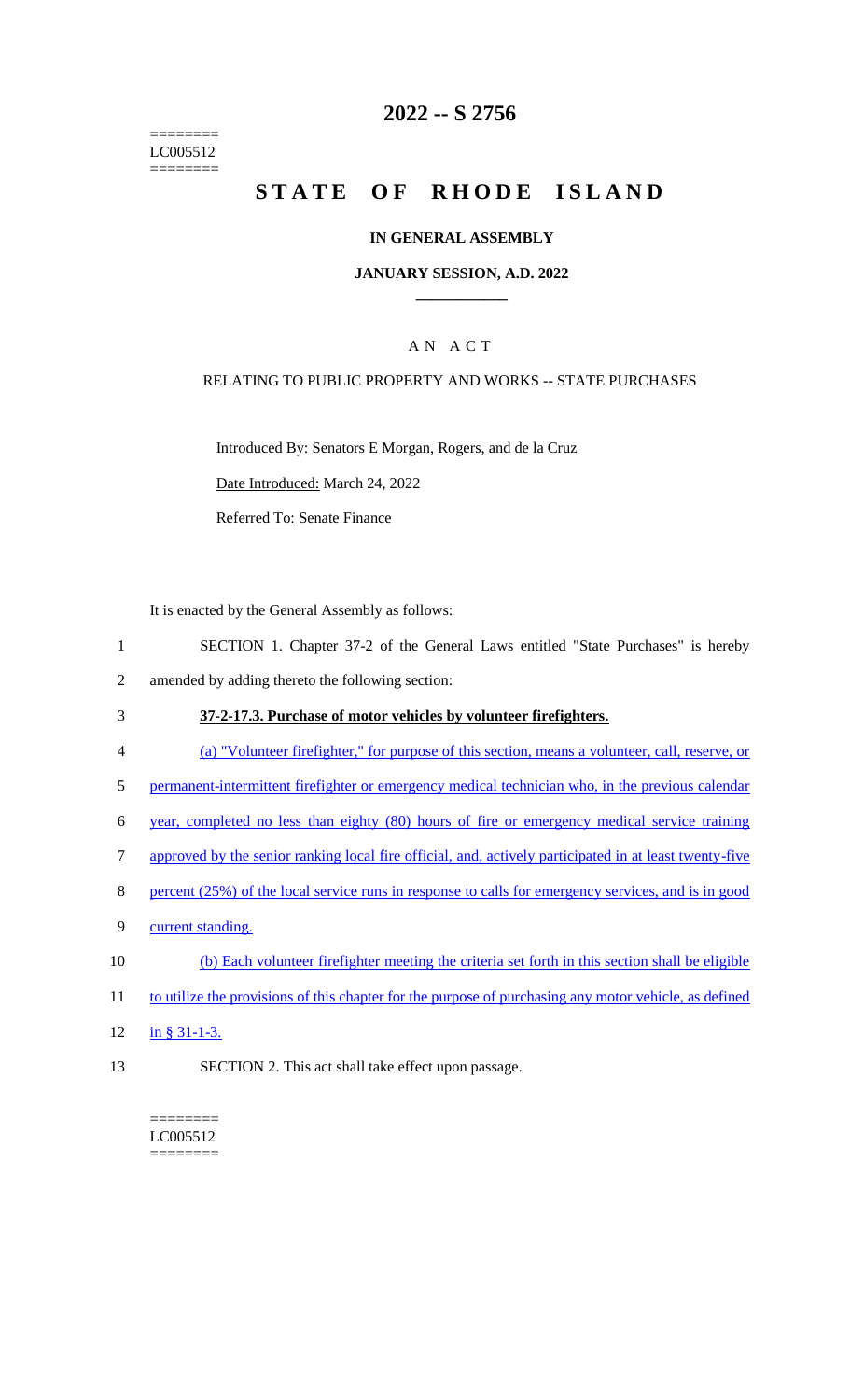========
LC005512
========

# 2022 -- S 2756

# STATE OF RHODE ISLAND

### IN GENERAL ASSEMBLY

### JANUARY SESSION, A.D. 2022

## AN ACT

RELATING TO PUBLIC PROPERTY AND WORKS -- STATE PURCHASES

Introduced By: Senators E Morgan, Rogers, and de la Cruz

Date Introduced: March 24, 2022

Referred To: Senate Finance

It is enacted by the General Assembly as follows:

1 SECTION 1. Chapter 37-2 of the General Laws entitled "State Purchases" is hereby
2 amended by adding thereto the following section:

3 **37-2-17.3. Purchase of motor vehicles by volunteer firefighters.**

4 (a) "Volunteer firefighter," for purpose of this section, means a volunteer, call, reserve, or
5 permanent-intermittent firefighter or emergency medical technician who, in the previous calendar
6 year, completed no less than eighty (80) hours of fire or emergency medical service training
7 approved by the senior ranking local fire official, and, actively participated in at least twenty-five
8 percent (25%) of the local service runs in response to calls for emergency services, and is in good
9 current standing.

10 (b) Each volunteer firefighter meeting the criteria set forth in this section shall be eligible
11 to utilize the provisions of this chapter for the purpose of purchasing any motor vehicle, as defined
12 in § 31-1-3.

13 SECTION 2. This act shall take effect upon passage.

========
LC005512
========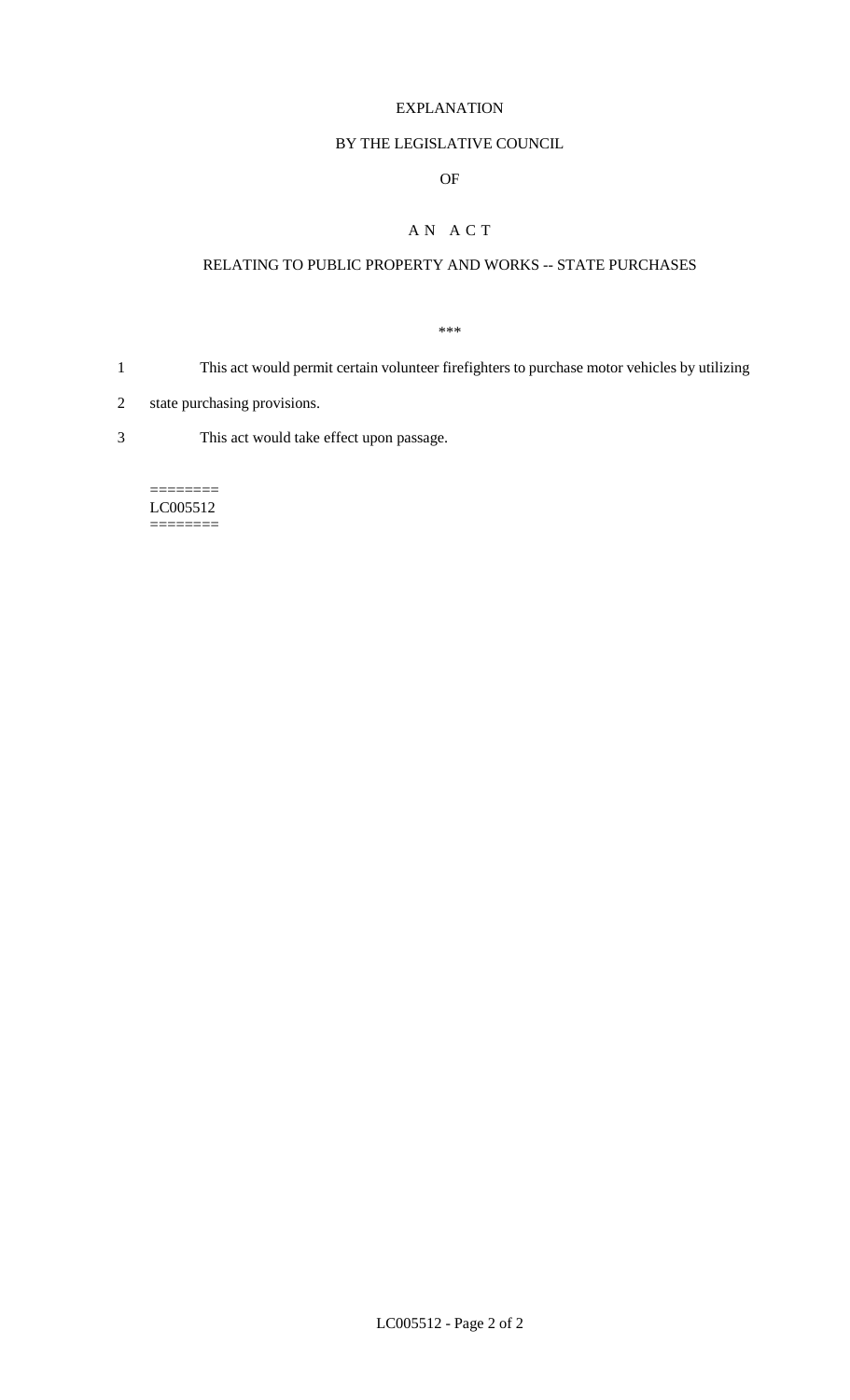EXPLANATION

BY THE LEGISLATIVE COUNCIL

OF

A N A C T

RELATING TO PUBLIC PROPERTY AND WORKS -- STATE PURCHASES

\*\*\*

1 This act would permit certain volunteer firefighters to purchase motor vehicles by utilizing

2 state purchasing provisions.

3 This act would take effect upon passage.

========
LC005512
========